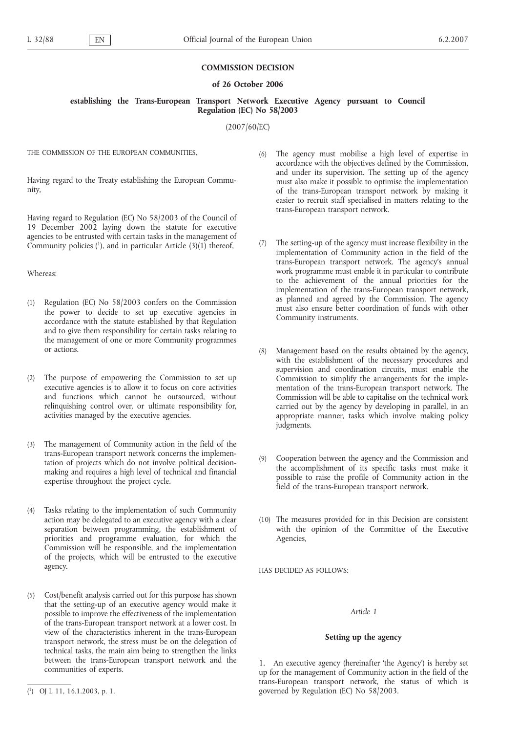**COMMISSION DECISION**

**of 26 October 2006**

**establishing the Trans-European Transport Network Executive Agency pursuant to Council Regulation (EC) No 58/2003**

(2007/60/EC)

THE COMMISSION OF THE EUROPEAN COMMUNITIES,

Having regard to the Treaty establishing the European Community,

Having regard to Regulation (EC) No 58/2003 of the Council of 19 December 2002 laying down the statute for executive agencies to be entrusted with certain tasks in the management of Community policies [1], and in particular Article (3)(1) thereof,

Whereas:

(1) Regulation (EC) No 58/2003 confers on the Commission the power to decide to set up executive agencies in accordance with the statute established by that Regulation and to give them responsibility for certain tasks relating to the management of one or more Community programmes or actions.

(2) The purpose of empowering the Commission to set up executive agencies is to allow it to focus on core activities and functions which cannot be outsourced, without relinquishing control over, or ultimate responsibility for, activities managed by the executive agencies.

(3) The management of Community action in the field of the trans-European transport network concerns the implementation of projects which do not involve political decision-making and requires a high level of technical and financial expertise throughout the project cycle.

(4) Tasks relating to the implementation of such Community action may be delegated to an executive agency with a clear separation between programming, the establishment of priorities and programme evaluation, for which the Commission will be responsible, and the implementation of the projects, which will be entrusted to the executive agency.

(5) Cost/benefit analysis carried out for this purpose has shown that the setting-up of an executive agency would make it possible to improve the effectiveness of the implementation of the trans-European transport network at a lower cost. In view of the characteristics inherent in the trans-European transport network, the stress must be on the delegation of technical tasks, the main aim being to strengthen the links between the trans-European transport network and the communities of experts.

(6) The agency must mobilise a high level of expertise in accordance with the objectives defined by the Commission, and under its supervision. The setting up of the agency must also make it possible to optimise the implementation of the trans-European transport network by making it easier to recruit staff specialised in matters relating to the trans-European transport network.

(7) The setting-up of the agency must increase flexibility in the implementation of Community action in the field of the trans-European transport network. The agency's annual work programme must enable it in particular to contribute to the achievement of the annual priorities for the implementation of the trans-European transport network, as planned and agreed by the Commission. The agency must also ensure better coordination of funds with other Community instruments.

(8) Management based on the results obtained by the agency, with the establishment of the necessary procedures and supervision and coordination circuits, must enable the Commission to simplify the arrangements for the implementation of the trans-European transport network. The Commission will be able to capitalise on the technical work carried out by the agency by developing in parallel, in an appropriate manner, tasks which involve making policy judgments.

(9) Cooperation between the agency and the Commission and the accomplishment of its specific tasks must make it possible to raise the profile of Community action in the field of the trans-European transport network.

(10) The measures provided for in this Decision are consistent with the opinion of the Committee of the Executive Agencies,

HAS DECIDED AS FOLLOWS:

*Article 1*

**Setting up the agency**

1. An executive agency (hereinafter 'the Agency') is hereby set up for the management of Community action in the field of the trans-European transport network, the status of which is governed by Regulation (EC) No 58/2003.

---

[1] OJ L 11, 16.1.2003, p. 1.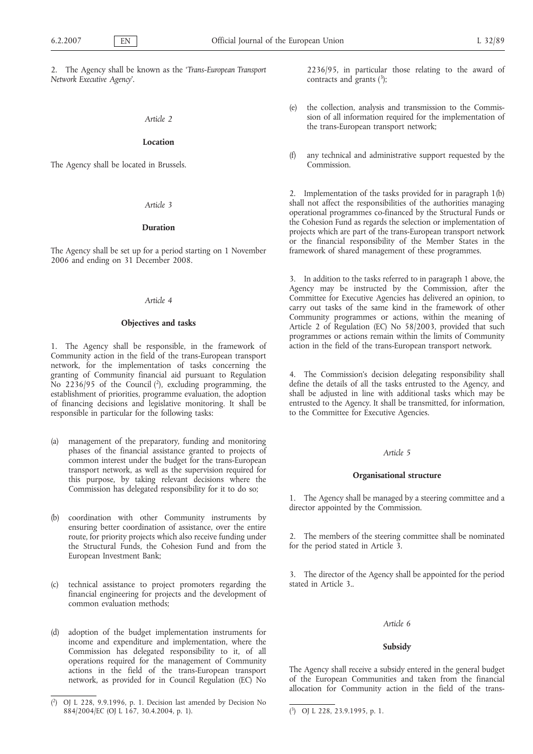2. The Agency shall be known as the '*Trans-European Transport Network Executive Agency*'.

*Article 2*

**Location**

The Agency shall be located in Brussels.

*Article 3*

**Duration**

The Agency shall be set up for a period starting on 1 November 2006 and ending on 31 December 2008.

*Article 4*

**Objectives and tasks**

1. The Agency shall be responsible, in the framework of Community action in the field of the trans-European transport network, for the implementation of tasks concerning the granting of Community financial aid pursuant to Regulation No 2236/95 of the Council ([2]), excluding programming, the establishment of priorities, programme evaluation, the adoption of financing decisions and legislative monitoring. It shall be responsible in particular for the following tasks:

(a) management of the preparatory, funding and monitoring phases of the financial assistance granted to projects of common interest under the budget for the trans-European transport network, as well as the supervision required for this purpose, by taking relevant decisions where the Commission has delegated responsibility for it to do so;

(b) coordination with other Community instruments by ensuring better coordination of assistance, over the entire route, for priority projects which also receive funding under the Structural Funds, the Cohesion Fund and from the European Investment Bank;

(c) technical assistance to project promoters regarding the financial engineering for projects and the development of common evaluation methods;

(d) adoption of the budget implementation instruments for income and expenditure and implementation, where the Commission has delegated responsibility to it, of all operations required for the management of Community actions in the field of the trans-European transport network, as provided for in Council Regulation (EC) No 2236/95, in particular those relating to the award of contracts and grants ([3]);

(e) the collection, analysis and transmission to the Commission of all information required for the implementation of the trans-European transport network;

(f) any technical and administrative support requested by the Commission.

2. Implementation of the tasks provided for in paragraph 1(b) shall not affect the responsibilities of the authorities managing operational programmes co-financed by the Structural Funds or the Cohesion Fund as regards the selection or implementation of projects which are part of the trans-European transport network or the financial responsibility of the Member States in the framework of shared management of these programmes.

3. In addition to the tasks referred to in paragraph 1 above, the Agency may be instructed by the Commission, after the Committee for Executive Agencies has delivered an opinion, to carry out tasks of the same kind in the framework of other Community programmes or actions, within the meaning of Article 2 of Regulation (EC) No 58/2003, provided that such programmes or actions remain within the limits of Community action in the field of the trans-European transport network.

4. The Commission's decision delegating responsibility shall define the details of all the tasks entrusted to the Agency, and shall be adjusted in line with additional tasks which may be entrusted to the Agency. It shall be transmitted, for information, to the Committee for Executive Agencies.

*Article 5*

**Organisational structure**

1. The Agency shall be managed by a steering committee and a director appointed by the Commission.

2. The members of the steering committee shall be nominated for the period stated in Article 3.

3. The director of the Agency shall be appointed for the period stated in Article 3..

*Article 6*

**Subsidy**

The Agency shall receive a subsidy entered in the general budget of the European Communities and taken from the financial allocation for Community action in the field of the trans-

---

([2]) OJ L 228, 9.9.1996, p. 1. Decision last amended by Decision No 884/2004/EC (OJ L 167, 30.4.2004, p. 1).

([3]) OJ L 228, 23.9.1995, p. 1.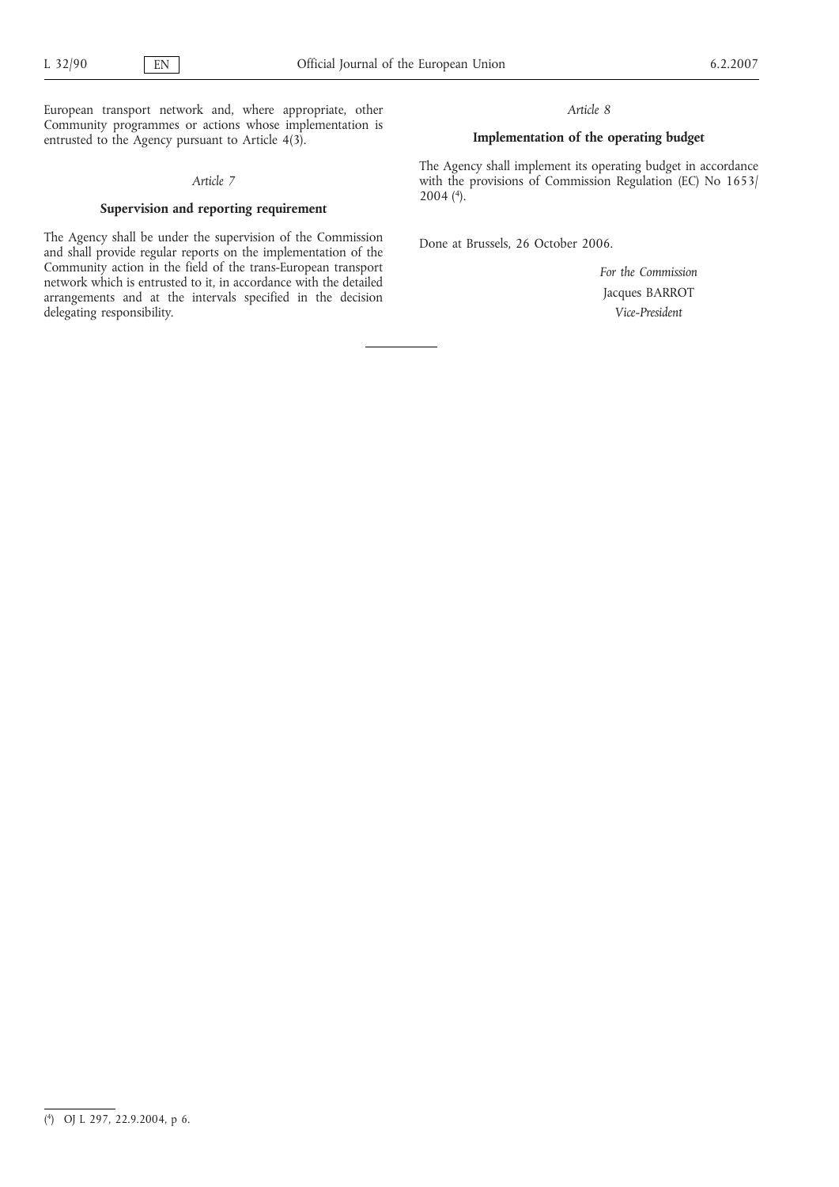European transport network and, where appropriate, other Community programmes or actions whose implementation is entrusted to the Agency pursuant to Article 4(3).

*Article 7*

**Supervision and reporting requirement**

The Agency shall be under the supervision of the Commission and shall provide regular reports on the implementation of the Community action in the field of the trans-European transport network which is entrusted to it, in accordance with the detailed arrangements and at the intervals specified in the decision delegating responsibility.

*Article 8*

**Implementation of the operating budget**

The Agency shall implement its operating budget in accordance with the provisions of Commission Regulation (EC) No 1653/2004 [4].

Done at Brussels, 26 October 2006.

*For the Commission*

Jacques BARROT

*Vice-President*

---

[4] OJ L 297, 22.9.2004, p 6.